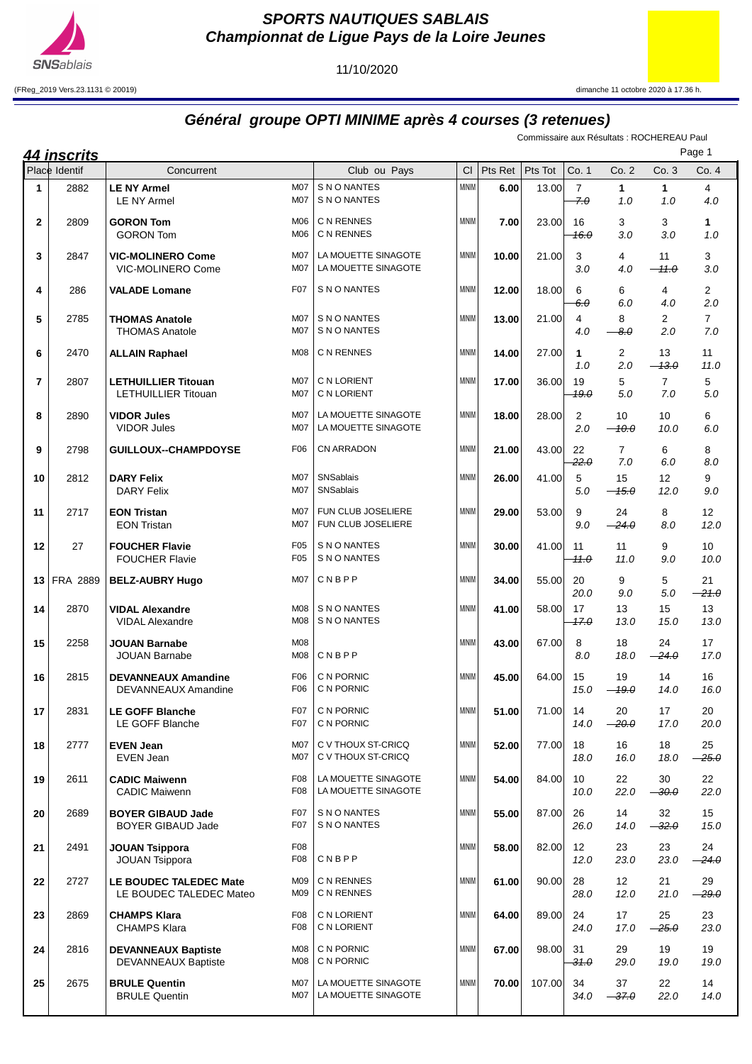# SPORTS NAUTIQUES SABLAIS
## Championnat de Ligue Pays de la Loire Jeunes

11/10/2020

(FReg_2019 Vers.23.1131 © 20019) dimanche 11 octobre 2020 à 17.36 h.

## Général groupe OPTI MINIME après 4 courses (3 retenues)

Commissaire aux Résultats : ROCHEREAU Paul

**44 inscrits**

| Place | Identif | Concurrent | | Club ou Pays | Cl | Pts Ret | Pts Tot | Co. 1 | Co. 2 | Co. 3 | Co. 4 |
|---|---|---|---|---|---|---|---|---|---|---|---|
| 1 | 2882 | **LE NY Armel**<br>LE NY Armel | M07<br>M07 | S N O NANTES<br>S N O NANTES | MINIM | **6.00** | 13.00 | 7<br>~~7.0~~ | **1**<br>1.0 | **1**<br>1.0 | 4<br>4.0 |
| 2 | 2809 | **GORON Tom**<br>GORON Tom | M06<br>M06 | C N RENNES<br>C N RENNES | MINIM | **7.00** | 23.00 | 16<br>~~16.0~~ | 3<br>3.0 | 3<br>3.0 | **1**<br>1.0 |
| 3 | 2847 | **VIC-MOLINERO Come**<br>VIC-MOLINERO Come | M07<br>M07 | LA MOUETTE SINAGOTE<br>LA MOUETTE SINAGOTE | MINIM | **10.00** | 21.00 | 3<br>3.0 | 4<br>4.0 | 11<br>~~11.0~~ | 3<br>3.0 |
| 4 | 286 | **VALADE Lomane** | F07 | S N O NANTES | MINIM | **12.00** | 18.00 | 6<br>~~6.0~~ | 6<br>6.0 | 4<br>4.0 | 2<br>2.0 |
| 5 | 2785 | **THOMAS Anatole**<br>THOMAS Anatole | M07<br>M07 | S N O NANTES<br>S N O NANTES | MINIM | **13.00** | 21.00 | 4<br>4.0 | 8<br>~~8.0~~ | 2<br>2.0 | 7<br>7.0 |
| 6 | 2470 | **ALLAIN Raphael** | M08 | C N RENNES | MINIM | **14.00** | 27.00 | **1**<br>1.0 | 2<br>2.0 | 13<br>~~13.0~~ | 11<br>11.0 |
| 7 | 2807 | **LETHUILLIER Titouan**<br>LETHUILLIER Titouan | M07<br>M07 | C N LORIENT<br>C N LORIENT | MINIM | **17.00** | 36.00 | 19<br>~~19.0~~ | 5<br>5.0 | 7<br>7.0 | 5<br>5.0 |
| 8 | 2890 | **VIDOR Jules**<br>VIDOR Jules | M07<br>M07 | LA MOUETTE SINAGOTE<br>LA MOUETTE SINAGOTE | MINIM | **18.00** | 28.00 | 2<br>2.0 | 10<br>~~10.0~~ | 10<br>10.0 | 6<br>6.0 |
| 9 | 2798 | **GUILLOUX--CHAMPDOYSE** | F06 | CN ARRADON | MINIM | **21.00** | 43.00 | 22<br>~~22.0~~ | 7<br>7.0 | 6<br>6.0 | 8<br>8.0 |
| 10 | 2812 | **DARY Felix**<br>DARY Felix | M07<br>M07 | SNSablais<br>SNSablais | MINIM | **26.00** | 41.00 | 5<br>5.0 | 15<br>~~15.0~~ | 12<br>12.0 | 9<br>9.0 |
| 11 | 2717 | **EON Tristan**<br>EON Tristan | M07<br>M07 | FUN CLUB JOSELIERE<br>FUN CLUB JOSELIERE | MINIM | **29.00** | 53.00 | 9<br>9.0 | 24<br>~~24.0~~ | 8<br>8.0 | 12<br>12.0 |
| 12 | 27 | **FOUCHER Flavie**<br>FOUCHER Flavie | F05<br>F05 | S N O NANTES<br>S N O NANTES | MINIM | **30.00** | 41.00 | 11<br>~~11.0~~ | 11<br>11.0 | 9<br>9.0 | 10<br>10.0 |
| 13 | FRA 2889 | **BELZ-AUBRY Hugo** | M07 | C N B P P | MINIM | **34.00** | 55.00 | 20<br>20.0 | 9<br>9.0 | 5<br>5.0 | 21<br>~~21.0~~ |
| 14 | 2870 | **VIDAL Alexandre**<br>VIDAL Alexandre | M08<br>M08 | S N O NANTES<br>S N O NANTES | MINIM | **41.00** | 58.00 | 17<br>~~17.0~~ | 13<br>13.0 | 15<br>15.0 | 13<br>13.0 |
| 15 | 2258 | **JOUAN Barnabe**<br>JOUAN Barnabe | M08<br>M08 | <br>C N B P P | MINIM | **43.00** | 67.00 | 8<br>8.0 | 18<br>18.0 | 24<br>~~24.0~~ | 17<br>17.0 |
| 16 | 2815 | **DEVANNEAUX Amandine**<br>DEVANNEAUX Amandine | F06<br>F06 | C N PORNIC<br>C N PORNIC | MINIM | **45.00** | 64.00 | 15<br>15.0 | 19<br>~~19.0~~ | 14<br>14.0 | 16<br>16.0 |
| 17 | 2831 | **LE GOFF Blanche**<br>LE GOFF Blanche | F07<br>F07 | C N PORNIC<br>C N PORNIC | MINIM | **51.00** | 71.00 | 14<br>14.0 | 20<br>~~20.0~~ | 17<br>17.0 | 20<br>20.0 |
| 18 | 2777 | **EVEN Jean**<br>EVEN Jean | M07<br>M07 | C V THOUX ST-CRICQ<br>C V THOUX ST-CRICQ | MINIM | **52.00** | 77.00 | 18<br>18.0 | 16<br>16.0 | 18<br>18.0 | 25<br>~~25.0~~ |
| 19 | 2611 | **CADIC Maiwenn**<br>CADIC Maiwenn | F08<br>F08 | LA MOUETTE SINAGOTE<br>LA MOUETTE SINAGOTE | MINIM | **54.00** | 84.00 | 10<br>10.0 | 22<br>22.0 | 30<br>~~30.0~~ | 22<br>22.0 |
| 20 | 2689 | **BOYER GIBAUD Jade**<br>BOYER GIBAUD Jade | F07<br>F07 | S N O NANTES<br>S N O NANTES | MINIM | **55.00** | 87.00 | 26<br>26.0 | 14<br>14.0 | 32<br>~~32.0~~ | 15<br>15.0 |
| 21 | 2491 | **JOUAN Tsippora**<br>JOUAN Tsippora | F08<br>F08 | <br>C N B P P | MINIM | **58.00** | 82.00 | 12<br>12.0 | 23<br>23.0 | 23<br>23.0 | 24<br>~~24.0~~ |
| 22 | 2727 | **LE BOUDEC TALEDEC Mate**<br>LE BOUDEC TALEDEC Mateo | M09<br>M09 | C N RENNES<br>C N RENNES | MINIM | **61.00** | 90.00 | 28<br>28.0 | 12<br>12.0 | 21<br>21.0 | 29<br>~~29.0~~ |
| 23 | 2869 | **CHAMPS Klara**<br>CHAMPS Klara | F08<br>F08 | C N LORIENT<br>C N LORIENT | MINIM | **64.00** | 89.00 | 24<br>24.0 | 17<br>17.0 | 25<br>~~25.0~~ | 23<br>23.0 |
| 24 | 2816 | **DEVANNEAUX Baptiste**<br>DEVANNEAUX Baptiste | M08<br>M08 | C N PORNIC<br>C N PORNIC | MINIM | **67.00** | 98.00 | 31<br>~~31.0~~ | 29<br>29.0 | 19<br>19.0 | 19<br>19.0 |
| 25 | 2675 | **BRULE Quentin**<br>BRULE Quentin | M07<br>M07 | LA MOUETTE SINAGOTE<br>LA MOUETTE SINAGOTE | MINIM | **70.00** | 107.00 | 34<br>34.0 | 37<br>~~37.0~~ | 22<br>22.0 | 14<br>14.0 |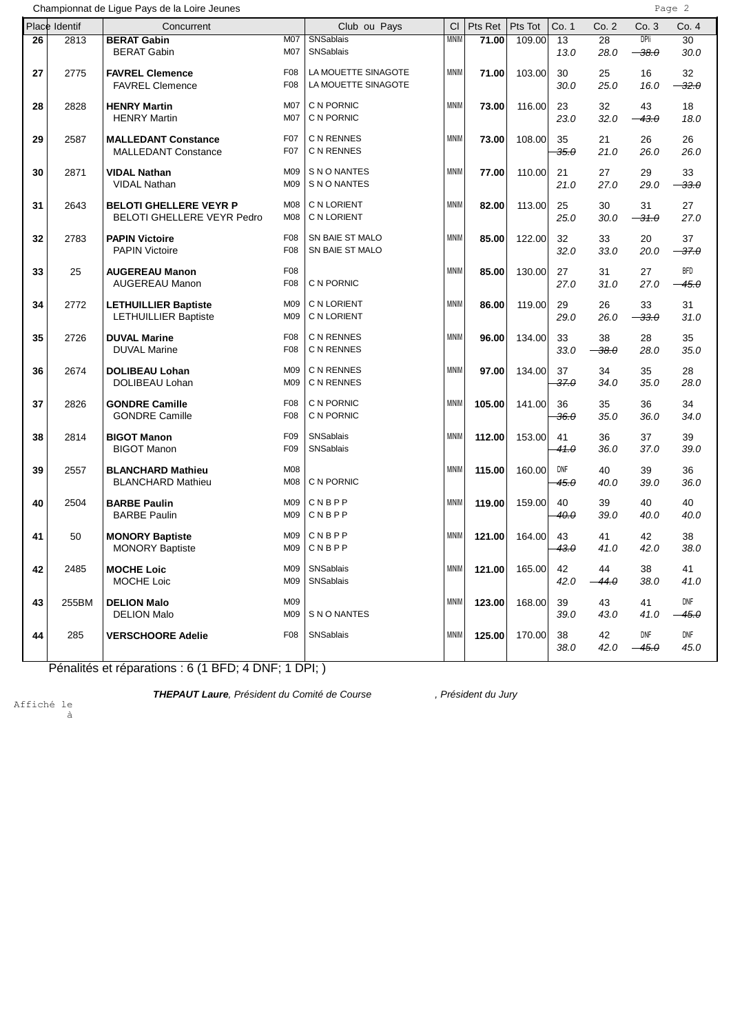| Place | Identif | Concurrent | | Club ou Pays | Cl | Pts Ret | Pts Tot | Co. 1 | Co. 2 | Co. 3 | Co. 4 |
|---|---|---|---|---|---|---|---|---|---|---|---|
| **26** | 2813 | **BERAT Gabin**<br>BERAT Gabin | M07<br>M07 | SNSablais<br>SNSablais | MINIM | **71.00** | 109.00 | 13<br>*13.0* | 28<br>*28.0* | DPIi<br>*~~38.0~~* | 30<br>*30.0* |
| **27** | 2775 | **FAVREL Clemence**<br>FAVREL Clemence | F08<br>F08 | LA MOUETTE SINAGOTE<br>LA MOUETTE SINAGOTE | MINIM | **71.00** | 103.00 | 30<br>*30.0* | 25<br>*25.0* | 16<br>*16.0* | 32<br>*~~32.0~~* |
| **28** | 2828 | **HENRY Martin**<br>HENRY Martin | M07<br>M07 | C N PORNIC<br>C N PORNIC | MINIM | **73.00** | 116.00 | 23<br>*23.0* | 32<br>*32.0* | 43<br>*~~43.0~~* | 18<br>*18.0* |
| **29** | 2587 | **MALLEDANT Constance**<br>MALLEDANT Constance | F07<br>F07 | C N RENNES<br>C N RENNES | MINIM | **73.00** | 108.00 | 35<br>*~~35.0~~* | 21<br>*21.0* | 26<br>*26.0* | 26<br>*26.0* |
| **30** | 2871 | **VIDAL Nathan**<br>VIDAL Nathan | M09<br>M09 | S N O NANTES<br>S N O NANTES | MINIM | **77.00** | 110.00 | 21<br>*21.0* | 27<br>*27.0* | 29<br>*29.0* | 33<br>*~~33.0~~* |
| **31** | 2643 | **BELOTI GHELLERE VEYR P**<br>BELOTI GHELLERE VEYR Pedro | M08<br>M08 | C N LORIENT<br>C N LORIENT | MINIM | **82.00** | 113.00 | 25<br>*25.0* | 30<br>*30.0* | 31<br>*~~31.0~~* | 27<br>*27.0* |
| **32** | 2783 | **PAPIN Victoire**<br>PAPIN Victoire | F08<br>F08 | SN BAIE ST MALO<br>SN BAIE ST MALO | MINIM | **85.00** | 122.00 | 32<br>*32.0* | 33<br>*33.0* | 20<br>*20.0* | 37<br>*~~37.0~~* |
| **33** | 25 | **AUGEREAU Manon**<br>AUGEREAU Manon | F08<br>F08 | <br>C N PORNIC | MINIM | **85.00** | 130.00 | 27<br>*27.0* | 31<br>*31.0* | 27<br>*27.0* | BFD<br>*~~45.0~~* |
| **34** | 2772 | **LETHUILLIER Baptiste**<br>LETHUILLIER Baptiste | M09<br>M09 | C N LORIENT<br>C N LORIENT | MINIM | **86.00** | 119.00 | 29<br>*29.0* | 26<br>*26.0* | 33<br>*~~33.0~~* | 31<br>*31.0* |
| **35** | 2726 | **DUVAL Marine**<br>DUVAL Marine | F08<br>F08 | C N RENNES<br>C N RENNES | MINIM | **96.00** | 134.00 | 33<br>*33.0* | 38<br>*~~38.0~~* | 28<br>*28.0* | 35<br>*35.0* |
| **36** | 2674 | **DOLIBEAU Lohan**<br>DOLIBEAU Lohan | M09<br>M09 | C N RENNES<br>C N RENNES | MINIM | **97.00** | 134.00 | 37<br>*~~37.0~~* | 34<br>*34.0* | 35<br>*35.0* | 28<br>*28.0* |
| **37** | 2826 | **GONDRE Camille**<br>GONDRE Camille | F08<br>F08 | C N PORNIC<br>C N PORNIC | MINIM | **105.00** | 141.00 | 36<br>*~~36.0~~* | 35<br>*35.0* | 36<br>*36.0* | 34<br>*34.0* |
| **38** | 2814 | **BIGOT Manon**<br>BIGOT Manon | F09<br>F09 | SNSablais<br>SNSablais | MINIM | **112.00** | 153.00 | 41<br>*~~41.0~~* | 36<br>*36.0* | 37<br>*37.0* | 39<br>*39.0* |
| **39** | 2557 | **BLANCHARD Mathieu**<br>BLANCHARD Mathieu | M08<br>M08 | <br>C N PORNIC | MINIM | **115.00** | 160.00 | DNF<br>*~~45.0~~* | 40<br>*40.0* | 39<br>*39.0* | 36<br>*36.0* |
| **40** | 2504 | **BARBE Paulin**<br>BARBE Paulin | M09<br>M09 | C N B P P<br>C N B P P | MINIM | **119.00** | 159.00 | 40<br>*~~40.0~~* | 39<br>*39.0* | 40<br>*40.0* | 40<br>*40.0* |
| **41** | 50 | **MONORY Baptiste**<br>MONORY Baptiste | M09<br>M09 | C N B P P<br>C N B P P | MINIM | **121.00** | 164.00 | 43<br>*~~43.0~~* | 41<br>*41.0* | 42<br>*42.0* | 38<br>*38.0* |
| **42** | 2485 | **MOCHE Loic**<br>MOCHE Loic | M09<br>M09 | SNSablais<br>SNSablais | MINIM | **121.00** | 165.00 | 42<br>*42.0* | 44<br>*~~44.0~~* | 38<br>*38.0* | 41<br>*41.0* |
| **43** | 255BM | **DELION Malo**<br>DELION Malo | M09<br>M09 | <br>S N O NANTES | MINIM | **123.00** | 168.00 | 39<br>*39.0* | 43<br>*43.0* | 41<br>*41.0* | DNF<br>*~~45.0~~* |
| **44** | 285 | **VERSCHOORE Adelie** | F08 | SNSablais | MINIM | **125.00** | 170.00 | 38<br>*38.0* | 42<br>*42.0* | DNF<br>*~~45.0~~* | DNF<br>*45.0* |

Pénalités et réparations : 6 (1 BFD; 4 DNF; 1 DPI; )

***THEPAUT Laure**, Président du Comité de Course* *, Président du Jury*

Affiché le
à